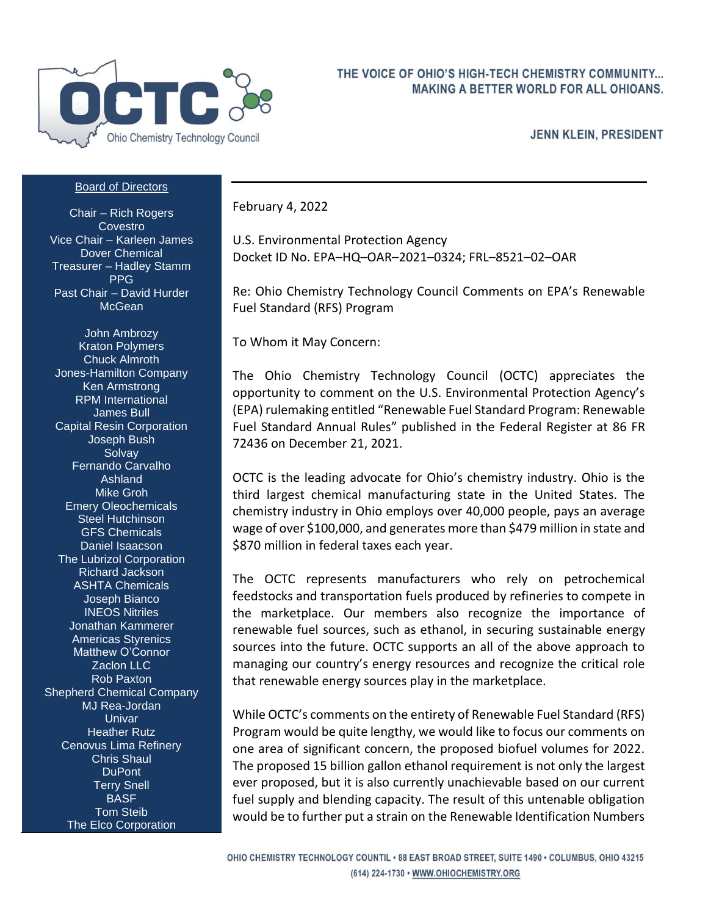THE VOICE OF OHIO'S HIGH-TECH CHEMISTRY COMMUNITY... MAKING A BETTER WORLD FOR ALL OHIOANS.

OCTC Ohio Chemistry Technology Council

JENN KLEIN, PRESIDENT

**Board of Directors**

Chair – Rich Rogers
Covestro
Vice Chair – Karleen James
Dover Chemical
Treasurer – Hadley Stamm
PPG
Past Chair – David Hurder
McGean

John Ambrozy
Kraton Polymers
Chuck Almroth
Jones-Hamilton Company
Ken Armstrong
RPM International
James Bull
Capital Resin Corporation
Joseph Bush
Solvay
Fernando Carvalho
Ashland
Mike Groh
Emery Oleochemicals
Steel Hutchinson
GFS Chemicals
Daniel Isaacson
The Lubrizol Corporation
Richard Jackson
ASHTA Chemicals
Joseph Bianco
INEOS Nitriles
Jonathan Kammerer
Americas Styrenics
Matthew O'Connor
Zaclon LLC
Rob Paxton
Shepherd Chemical Company
MJ Rea-Jordan
Univar
Heather Rutz
Cenovus Lima Refinery
Chris Shaul
DuPont
Terry Snell
BASF
Tom Steib
The Elco Corporation

February 4, 2022

U.S. Environmental Protection Agency
Docket ID No. EPA–HQ–OAR–2021–0324; FRL–8521–02–OAR

Re: Ohio Chemistry Technology Council Comments on EPA's Renewable Fuel Standard (RFS) Program

To Whom it May Concern:

The Ohio Chemistry Technology Council (OCTC) appreciates the opportunity to comment on the U.S. Environmental Protection Agency's (EPA) rulemaking entitled "Renewable Fuel Standard Program: Renewable Fuel Standard Annual Rules" published in the Federal Register at 86 FR 72436 on December 21, 2021.

OCTC is the leading advocate for Ohio's chemistry industry. Ohio is the third largest chemical manufacturing state in the United States. The chemistry industry in Ohio employs over 40,000 people, pays an average wage of over $100,000, and generates more than $479 million in state and $870 million in federal taxes each year.

The OCTC represents manufacturers who rely on petrochemical feedstocks and transportation fuels produced by refineries to compete in the marketplace. Our members also recognize the importance of renewable fuel sources, such as ethanol, in securing sustainable energy sources into the future. OCTC supports an all of the above approach to managing our country's energy resources and recognize the critical role that renewable energy sources play in the marketplace.

While OCTC's comments on the entirety of Renewable Fuel Standard (RFS) Program would be quite lengthy, we would like to focus our comments on one area of significant concern, the proposed biofuel volumes for 2022. The proposed 15 billion gallon ethanol requirement is not only the largest ever proposed, but it is also currently unachievable based on our current fuel supply and blending capacity. The result of this untenable obligation would be to further put a strain on the Renewable Identification Numbers

OHIO CHEMISTRY TECHNOLOGY COUNTIL • 88 EAST BROAD STREET, SUITE 1490 • COLUMBUS, OHIO 43215
(614) 224-1730 • WWW.OHIOCHEMISTRY.ORG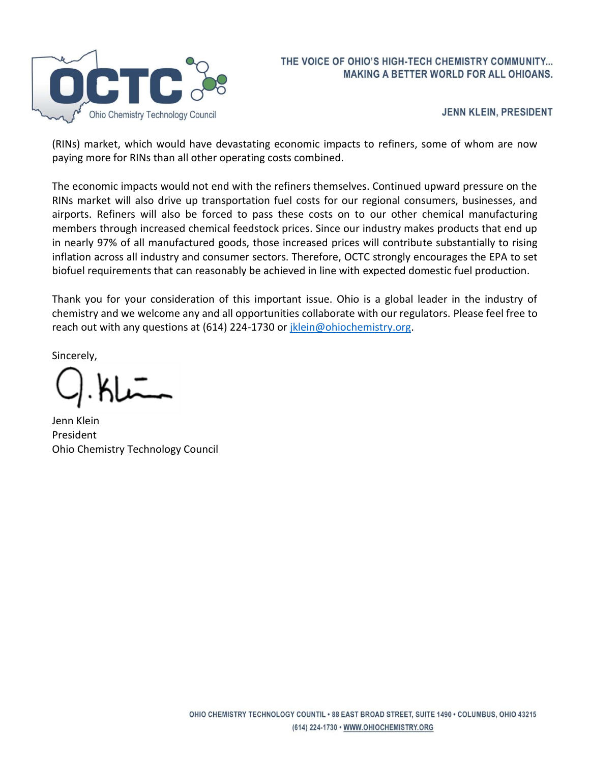(RINs) market, which would have devastating economic impacts to refiners, some of whom are now paying more for RINs than all other operating costs combined.

The economic impacts would not end with the refiners themselves. Continued upward pressure on the RINs market will also drive up transportation fuel costs for our regional consumers, businesses, and airports. Refiners will also be forced to pass these costs on to our other chemical manufacturing members through increased chemical feedstock prices. Since our industry makes products that end up in nearly 97% of all manufactured goods, those increased prices will contribute substantially to rising inflation across all industry and consumer sectors. Therefore, OCTC strongly encourages the EPA to set biofuel requirements that can reasonably be achieved in line with expected domestic fuel production.

Thank you for your consideration of this important issue. Ohio is a global leader in the industry of chemistry and we welcome any and all opportunities collaborate with our regulators. Please feel free to reach out with any questions at (614) 224-1730 or jklein@ohiochemistry.org.

Sincerely,

Jenn Klein
President
Ohio Chemistry Technology Council